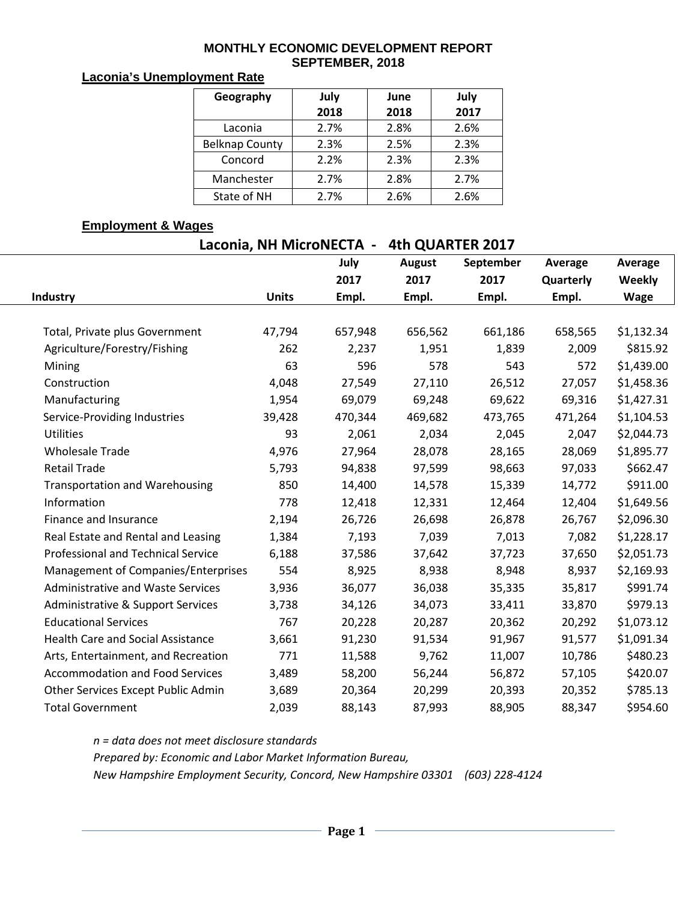# MONTHLY ECONOMIC DEVELOPMENT REPORT
## SEPTEMBER, 2018

### Laconia's Unemployment Rate

| Geography | July 2018 | June 2018 | July 2017 |
|---|---|---|---|
| Laconia | 2.7% | 2.8% | 2.6% |
| Belknap County | 2.3% | 2.5% | 2.3% |
| Concord | 2.2% | 2.3% | 2.3% |
| Manchester | 2.7% | 2.8% | 2.7% |
| State of NH | 2.7% | 2.6% | 2.6% |

### Employment & Wages

**Laconia, NH MicroNECTA - 4th QUARTER 2017**

| Industry | Units | July 2017 Empl. | August 2017 Empl. | September 2017 Empl. | Average Quarterly Empl. | Average Weekly Wage |
|---|---|---|---|---|---|---|
| Total, Private plus Government | 47,794 | 657,948 | 656,562 | 661,186 | 658,565 | $1,132.34 |
| Agriculture/Forestry/Fishing | 262 | 2,237 | 1,951 | 1,839 | 2,009 | $815.92 |
| Mining | 63 | 596 | 578 | 543 | 572 | $1,439.00 |
| Construction | 4,048 | 27,549 | 27,110 | 26,512 | 27,057 | $1,458.36 |
| Manufacturing | 1,954 | 69,079 | 69,248 | 69,622 | 69,316 | $1,427.31 |
| Service-Providing Industries | 39,428 | 470,344 | 469,682 | 473,765 | 471,264 | $1,104.53 |
| Utilities | 93 | 2,061 | 2,034 | 2,045 | 2,047 | $2,044.73 |
| Wholesale Trade | 4,976 | 27,964 | 28,078 | 28,165 | 28,069 | $1,895.77 |
| Retail Trade | 5,793 | 94,838 | 97,599 | 98,663 | 97,033 | $662.47 |
| Transportation and Warehousing | 850 | 14,400 | 14,578 | 15,339 | 14,772 | $911.00 |
| Information | 778 | 12,418 | 12,331 | 12,464 | 12,404 | $1,649.56 |
| Finance and Insurance | 2,194 | 26,726 | 26,698 | 26,878 | 26,767 | $2,096.30 |
| Real Estate and Rental and Leasing | 1,384 | 7,193 | 7,039 | 7,013 | 7,082 | $1,228.17 |
| Professional and Technical Service | 6,188 | 37,586 | 37,642 | 37,723 | 37,650 | $2,051.73 |
| Management of Companies/Enterprises | 554 | 8,925 | 8,938 | 8,948 | 8,937 | $2,169.93 |
| Administrative and Waste Services | 3,936 | 36,077 | 36,038 | 35,335 | 35,817 | $991.74 |
| Administrative & Support Services | 3,738 | 34,126 | 34,073 | 33,411 | 33,870 | $979.13 |
| Educational Services | 767 | 20,228 | 20,287 | 20,362 | 20,292 | $1,073.12 |
| Health Care and Social Assistance | 3,661 | 91,230 | 91,534 | 91,967 | 91,577 | $1,091.34 |
| Arts, Entertainment, and Recreation | 771 | 11,588 | 9,762 | 11,007 | 10,786 | $480.23 |
| Accommodation and Food Services | 3,489 | 58,200 | 56,244 | 56,872 | 57,105 | $420.07 |
| Other Services Except Public Admin | 3,689 | 20,364 | 20,299 | 20,393 | 20,352 | $785.13 |
| Total Government | 2,039 | 88,143 | 87,993 | 88,905 | 88,347 | $954.60 |

*n = data does not meet disclosure standards*

*Prepared by: Economic and Labor Market Information Bureau,*

*New Hampshire Employment Security, Concord, New Hampshire 03301 (603) 228-4124*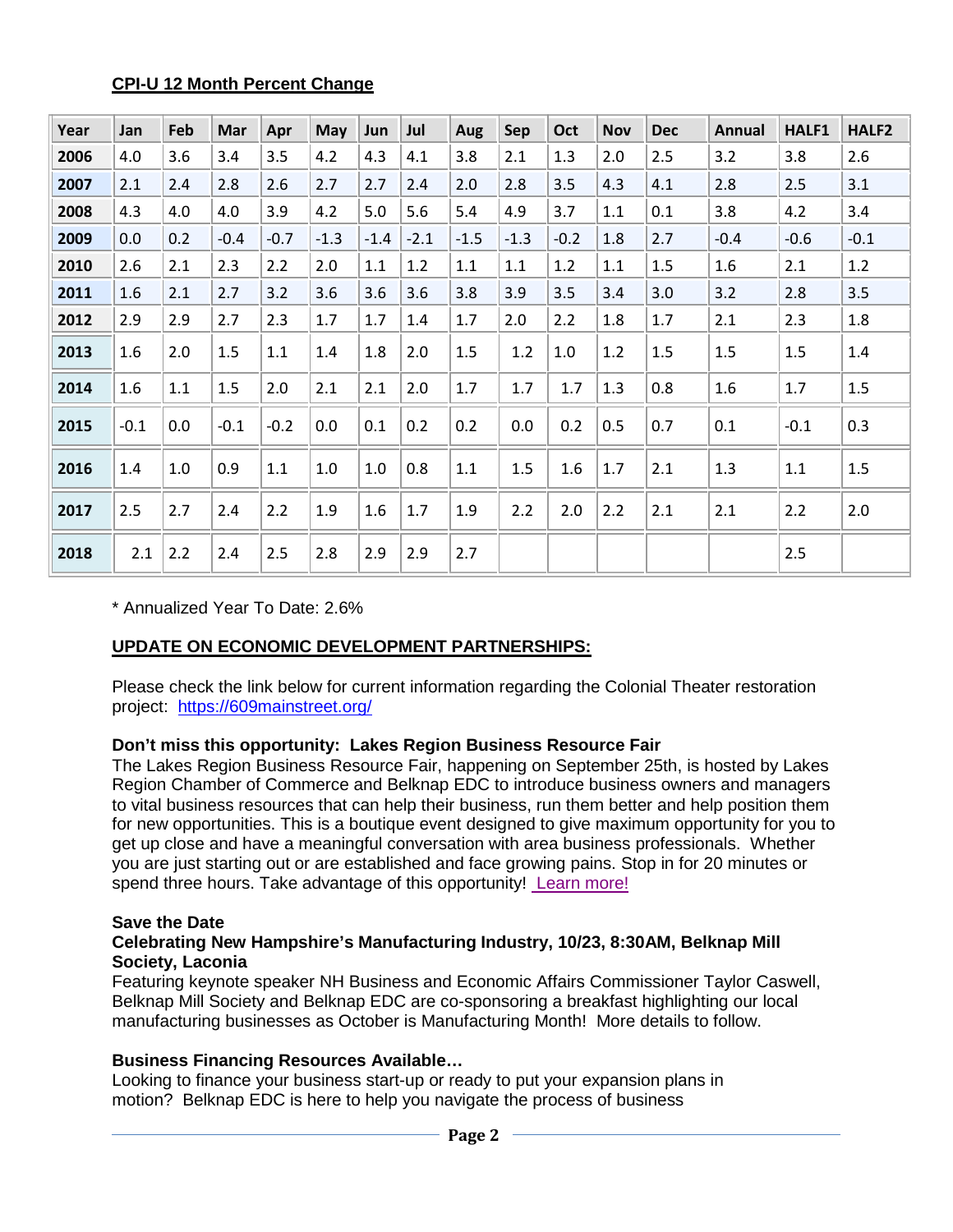**CPI-U 12 Month Percent Change**

| Year | Jan | Feb | Mar | Apr | May | Jun | Jul | Aug | Sep | Oct | Nov | Dec | Annual | HALF1 | HALF2 |
|---|---|---|---|---|---|---|---|---|---|---|---|---|---|---|---|
| 2006 | 4.0 | 3.6 | 3.4 | 3.5 | 4.2 | 4.3 | 4.1 | 3.8 | 2.1 | 1.3 | 2.0 | 2.5 | 3.2 | 3.8 | 2.6 |
| 2007 | 2.1 | 2.4 | 2.8 | 2.6 | 2.7 | 2.7 | 2.4 | 2.0 | 2.8 | 3.5 | 4.3 | 4.1 | 2.8 | 2.5 | 3.1 |
| 2008 | 4.3 | 4.0 | 4.0 | 3.9 | 4.2 | 5.0 | 5.6 | 5.4 | 4.9 | 3.7 | 1.1 | 0.1 | 3.8 | 4.2 | 3.4 |
| 2009 | 0.0 | 0.2 | -0.4 | -0.7 | -1.3 | -1.4 | -2.1 | -1.5 | -1.3 | -0.2 | 1.8 | 2.7 | -0.4 | -0.6 | -0.1 |
| 2010 | 2.6 | 2.1 | 2.3 | 2.2 | 2.0 | 1.1 | 1.2 | 1.1 | 1.1 | 1.2 | 1.1 | 1.5 | 1.6 | 2.1 | 1.2 |
| 2011 | 1.6 | 2.1 | 2.7 | 3.2 | 3.6 | 3.6 | 3.6 | 3.8 | 3.9 | 3.5 | 3.4 | 3.0 | 3.2 | 2.8 | 3.5 |
| 2012 | 2.9 | 2.9 | 2.7 | 2.3 | 1.7 | 1.7 | 1.4 | 1.7 | 2.0 | 2.2 | 1.8 | 1.7 | 2.1 | 2.3 | 1.8 |
| 2013 | 1.6 | 2.0 | 1.5 | 1.1 | 1.4 | 1.8 | 2.0 | 1.5 | 1.2 | 1.0 | 1.2 | 1.5 | 1.5 | 1.5 | 1.4 |
| 2014 | 1.6 | 1.1 | 1.5 | 2.0 | 2.1 | 2.1 | 2.0 | 1.7 | 1.7 | 1.7 | 1.3 | 0.8 | 1.6 | 1.7 | 1.5 |
| 2015 | -0.1 | 0.0 | -0.1 | -0.2 | 0.0 | 0.1 | 0.2 | 0.2 | 0.0 | 0.2 | 0.5 | 0.7 | 0.1 | -0.1 | 0.3 |
| 2016 | 1.4 | 1.0 | 0.9 | 1.1 | 1.0 | 1.0 | 0.8 | 1.1 | 1.5 | 1.6 | 1.7 | 2.1 | 1.3 | 1.1 | 1.5 |
| 2017 | 2.5 | 2.7 | 2.4 | 2.2 | 1.9 | 1.6 | 1.7 | 1.9 | 2.2 | 2.0 | 2.2 | 2.1 | 2.1 | 2.2 | 2.0 |
| 2018 | 2.1 | 2.2 | 2.4 | 2.5 | 2.8 | 2.9 | 2.9 | 2.7 | | | | | | 2.5 | |

* Annualized Year To Date: 2.6%

**UPDATE ON ECONOMIC DEVELOPMENT PARTNERSHIPS:**

Please check the link below for current information regarding the Colonial Theater restoration project: https://609mainstreet.org/

**Don't miss this opportunity: Lakes Region Business Resource Fair**

The Lakes Region Business Resource Fair, happening on September 25th, is hosted by Lakes Region Chamber of Commerce and Belknap EDC to introduce business owners and managers to vital business resources that can help their business, run them better and help position them for new opportunities. This is a boutique event designed to give maximum opportunity for you to get up close and have a meaningful conversation with area business professionals. Whether you are just starting out or are established and face growing pains. Stop in for 20 minutes or spend three hours. Take advantage of this opportunity! Learn more!

**Save the Date**

**Celebrating New Hampshire's Manufacturing Industry, 10/23, 8:30AM, Belknap Mill Society, Laconia**

Featuring keynote speaker NH Business and Economic Affairs Commissioner Taylor Caswell, Belknap Mill Society and Belknap EDC are co-sponsoring a breakfast highlighting our local manufacturing businesses as October is Manufacturing Month! More details to follow.

**Business Financing Resources Available…**

Looking to finance your business start-up or ready to put your expansion plans in motion? Belknap EDC is here to help you navigate the process of business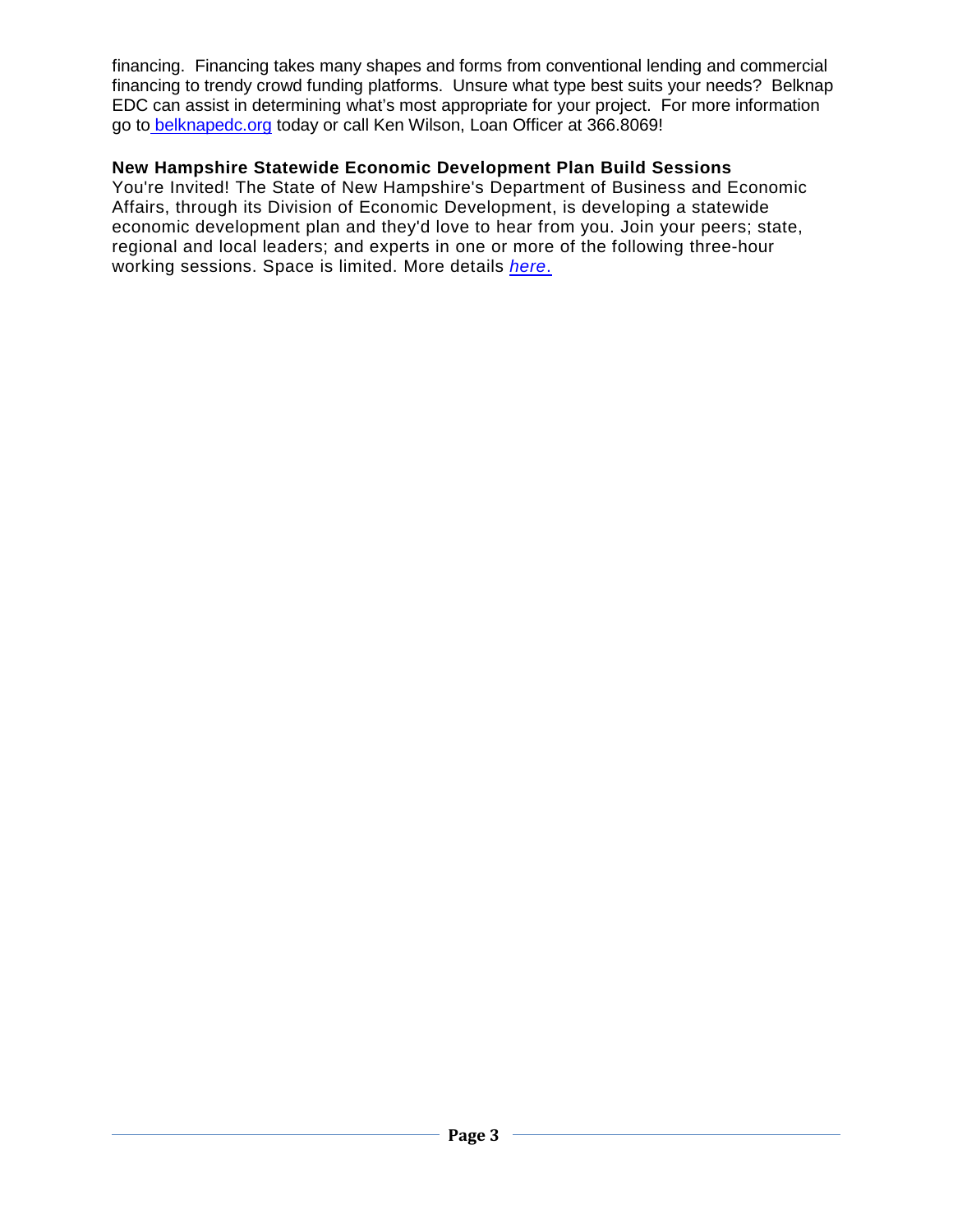financing. Financing takes many shapes and forms from conventional lending and commercial financing to trendy crowd funding platforms. Unsure what type best suits your needs? Belknap EDC can assist in determining what's most appropriate for your project. For more information go to belknapedc.org today or call Ken Wilson, Loan Officer at 366.8069!

**New Hampshire Statewide Economic Development Plan Build Sessions**

You're Invited! The State of New Hampshire's Department of Business and Economic Affairs, through its Division of Economic Development, is developing a statewide economic development plan and they'd love to hear from you. Join your peers; state, regional and local leaders; and experts in one or more of the following three-hour working sessions. Space is limited. More details *here*.